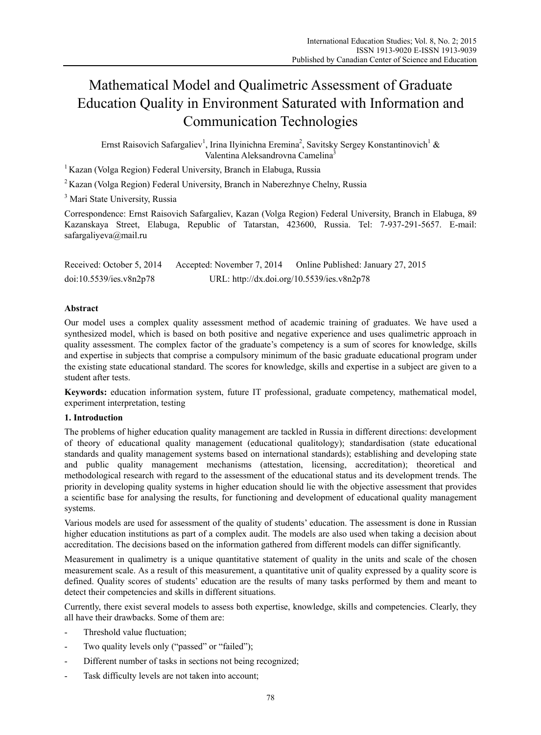# Mathematical Model and Qualimetric Assessment of Graduate Education Quality in Environment Saturated with Information and Communication Technologies

Ernst Raisovich Safargaliev[1], Irina Ilyinichna Eremina[2], Savitsky Sergey Konstantinovich[1] & Valentina Aleksandrovna Camelina[3]

[1] Kazan (Volga Region) Federal University, Branch in Elabuga, Russia

[2] Kazan (Volga Region) Federal University, Branch in Naberezhnye Chelny, Russia

[3] Mari State University, Russia

Correspondence: Ernst Raisovich Safargaliev, Kazan (Volga Region) Federal University, Branch in Elabuga, 89 Kazanskaya Street, Elabuga, Republic of Tatarstan, 423600, Russia. Tel: 7-937-291-5657. E-mail: safargaliyeva@mail.ru

Received: October 5, 2014 Accepted: November 7, 2014 Online Published: January 27, 2015

doi:10.5539/ies.v8n2p78 URL: http://dx.doi.org/10.5539/ies.v8n2p78

## Abstract

Our model uses a complex quality assessment method of academic training of graduates. We have used a synthesized model, which is based on both positive and negative experience and uses qualimetric approach in quality assessment. The complex factor of the graduate's competency is a sum of scores for knowledge, skills and expertise in subjects that comprise a compulsory minimum of the basic graduate educational program under the existing state educational standard. The scores for knowledge, skills and expertise in a subject are given to a student after tests.

**Keywords:** education information system, future IT professional, graduate competency, mathematical model, experiment interpretation, testing

## 1. Introduction

The problems of higher education quality management are tackled in Russia in different directions: development of theory of educational quality management (educational qualitology); standardisation (state educational standards and quality management systems based on international standards); establishing and developing state and public quality management mechanisms (attestation, licensing, accreditation); theoretical and methodological research with regard to the assessment of the educational status and its development trends. The priority in developing quality systems in higher education should lie with the objective assessment that provides a scientific base for analysing the results, for functioning and development of educational quality management systems.

Various models are used for assessment of the quality of students' education. The assessment is done in Russian higher education institutions as part of a complex audit. The models are also used when taking a decision about accreditation. The decisions based on the information gathered from different models can differ significantly.

Measurement in qualimetry is a unique quantitative statement of quality in the units and scale of the chosen measurement scale. As a result of this measurement, a quantitative unit of quality expressed by a quality score is defined. Quality scores of students' education are the results of many tasks performed by them and meant to detect their competencies and skills in different situations.

Currently, there exist several models to assess both expertise, knowledge, skills and competencies. Clearly, they all have their drawbacks. Some of them are:

- Threshold value fluctuation;
- Two quality levels only ("passed" or "failed");
- Different number of tasks in sections not being recognized;
- Task difficulty levels are not taken into account;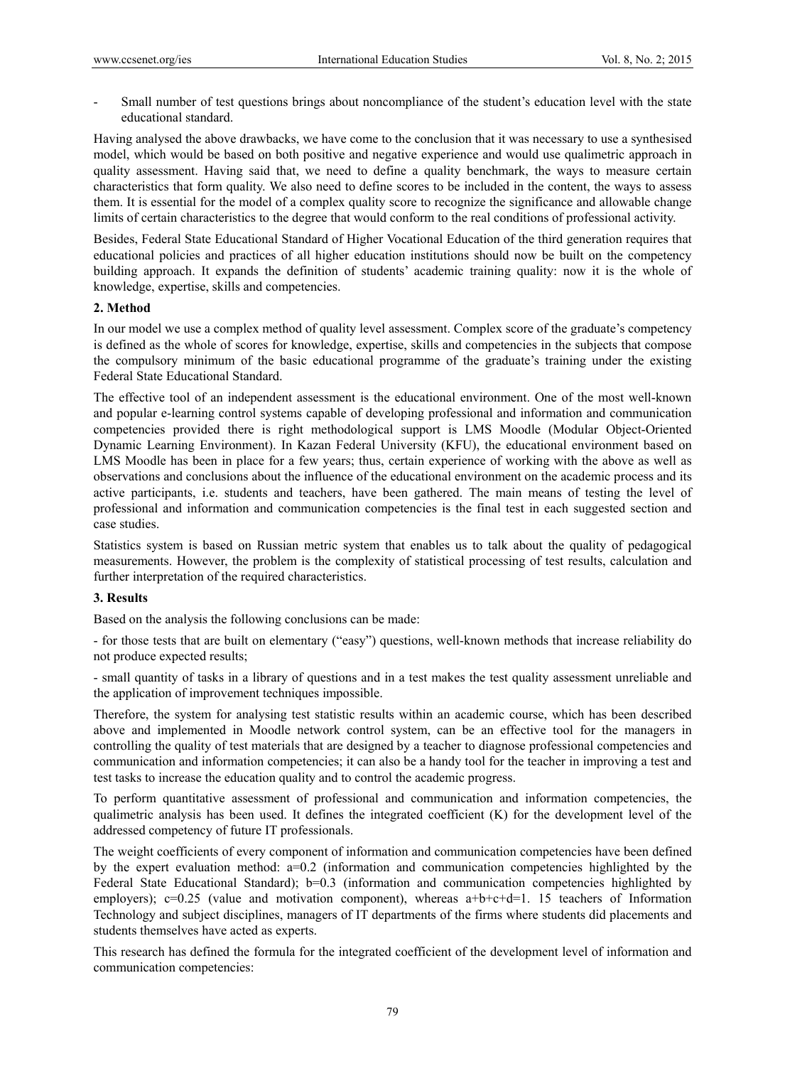- Small number of test questions brings about noncompliance of the student's education level with the state educational standard.

Having analysed the above drawbacks, we have come to the conclusion that it was necessary to use a synthesised model, which would be based on both positive and negative experience and would use qualimetric approach in quality assessment. Having said that, we need to define a quality benchmark, the ways to measure certain characteristics that form quality. We also need to define scores to be included in the content, the ways to assess them. It is essential for the model of a complex quality score to recognize the significance and allowable change limits of certain characteristics to the degree that would conform to the real conditions of professional activity.

Besides, Federal State Educational Standard of Higher Vocational Education of the third generation requires that educational policies and practices of all higher education institutions should now be built on the competency building approach. It expands the definition of students' academic training quality: now it is the whole of knowledge, expertise, skills and competencies.

## 2. Method

In our model we use a complex method of quality level assessment. Complex score of the graduate's competency is defined as the whole of scores for knowledge, expertise, skills and competencies in the subjects that compose the compulsory minimum of the basic educational programme of the graduate's training under the existing Federal State Educational Standard.

The effective tool of an independent assessment is the educational environment. One of the most well-known and popular e-learning control systems capable of developing professional and information and communication competencies provided there is right methodological support is LMS Moodle (Modular Object-Oriented Dynamic Learning Environment). In Kazan Federal University (KFU), the educational environment based on LMS Moodle has been in place for a few years; thus, certain experience of working with the above as well as observations and conclusions about the influence of the educational environment on the academic process and its active participants, i.e. students and teachers, have been gathered. The main means of testing the level of professional and information and communication competencies is the final test in each suggested section and case studies.

Statistics system is based on Russian metric system that enables us to talk about the quality of pedagogical measurements. However, the problem is the complexity of statistical processing of test results, calculation and further interpretation of the required characteristics.

## 3. Results

Based on the analysis the following conclusions can be made:

- for those tests that are built on elementary ("easy") questions, well-known methods that increase reliability do not produce expected results;

- small quantity of tasks in a library of questions and in a test makes the test quality assessment unreliable and the application of improvement techniques impossible.

Therefore, the system for analysing test statistic results within an academic course, which has been described above and implemented in Moodle network control system, can be an effective tool for the managers in controlling the quality of test materials that are designed by a teacher to diagnose professional competencies and communication and information competencies; it can also be a handy tool for the teacher in improving a test and test tasks to increase the education quality and to control the academic progress.

To perform quantitative assessment of professional and communication and information competencies, the qualimetric analysis has been used. It defines the integrated coefficient (K) for the development level of the addressed competency of future IT professionals.

The weight coefficients of every component of information and communication competencies have been defined by the expert evaluation method: $a=0.2$ (information and communication competencies highlighted by the Federal State Educational Standard); $b=0.3$ (information and communication competencies highlighted by employers); $c=0.25$ (value and motivation component), whereas $a+b+c+d=1$. 15 teachers of Information Technology and subject disciplines, managers of IT departments of the firms where students did placements and students themselves have acted as experts.

This research has defined the formula for the integrated coefficient of the development level of information and communication competencies: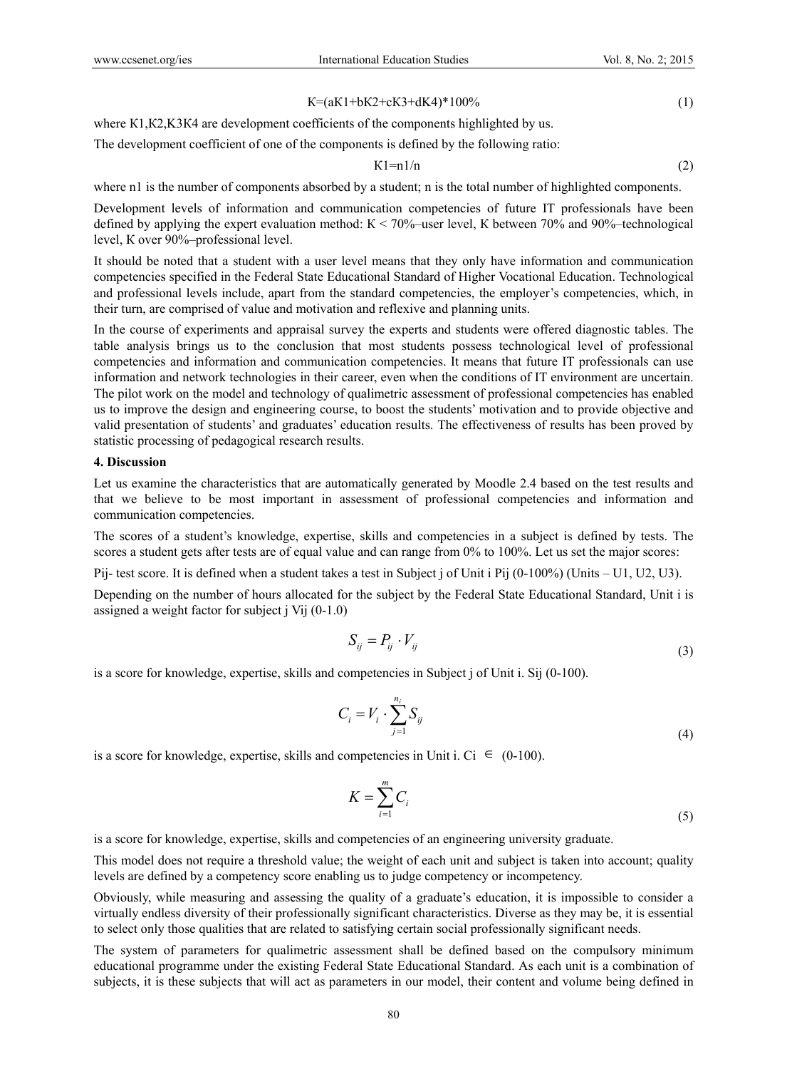$$K=(aK1+bK2+cK3+dK4)*100\% \quad (1)$$

where K1,K2,K3K4 are development coefficients of the components highlighted by us.

The development coefficient of one of the components is defined by the following ratio:

$$K1=n1/n \quad (2)$$

where n1 is the number of components absorbed by a student; n is the total number of highlighted components.

Development levels of information and communication competencies of future IT professionals have been defined by applying the expert evaluation method: K < 70%–user level, K between 70% and 90%–technological level, K over 90%–professional level.

It should be noted that a student with a user level means that they only have information and communication competencies specified in the Federal State Educational Standard of Higher Vocational Education. Technological and professional levels include, apart from the standard competencies, the employer's competencies, which, in their turn, are comprised of value and motivation and reflexive and planning units.

In the course of experiments and appraisal survey the experts and students were offered diagnostic tables. The table analysis brings us to the conclusion that most students possess technological level of professional competencies and information and communication competencies. It means that future IT professionals can use information and network technologies in their career, even when the conditions of IT environment are uncertain. The pilot work on the model and technology of qualimetric assessment of professional competencies has enabled us to improve the design and engineering course, to boost the students' motivation and to provide objective and valid presentation of students' and graduates' education results. The effectiveness of results has been proved by statistic processing of pedagogical research results.

## 4. Discussion

Let us examine the characteristics that are automatically generated by Moodle 2.4 based on the test results and that we believe to be most important in assessment of professional competencies and information and communication competencies.

The scores of a student's knowledge, expertise, skills and competencies in a subject is defined by tests. The scores a student gets after tests are of equal value and can range from 0% to 100%. Let us set the major scores:

Pij- test score. It is defined when a student takes a test in Subject j of Unit i Pij (0-100%) (Units – U1, U2, U3).

Depending on the number of hours allocated for the subject by the Federal State Educational Standard, Unit i is assigned a weight factor for subject j Vij (0-1.0)

$$S_{ij} = P_{ij} \cdot V_{ij} \quad (3)$$

is a score for knowledge, expertise, skills and competencies in Subject j of Unit i. Sij (0-100).

$$C_i = V_i \cdot \sum_{j=1}^{n_i} S_{ij} \quad (4)$$

is a score for knowledge, expertise, skills and competencies in Unit i. Ci $\in$ (0-100).

$$K = \sum_{i=1}^{m} C_i \quad (5)$$

is a score for knowledge, expertise, skills and competencies of an engineering university graduate.

This model does not require a threshold value; the weight of each unit and subject is taken into account; quality levels are defined by a competency score enabling us to judge competency or incompetency.

Obviously, while measuring and assessing the quality of a graduate's education, it is impossible to consider a virtually endless diversity of their professionally significant characteristics. Diverse as they may be, it is essential to select only those qualities that are related to satisfying certain social professionally significant needs.

The system of parameters for qualimetric assessment shall be defined based on the compulsory minimum educational programme under the existing Federal State Educational Standard. As each unit is a combination of subjects, it is these subjects that will act as parameters in our model, their content and volume being defined in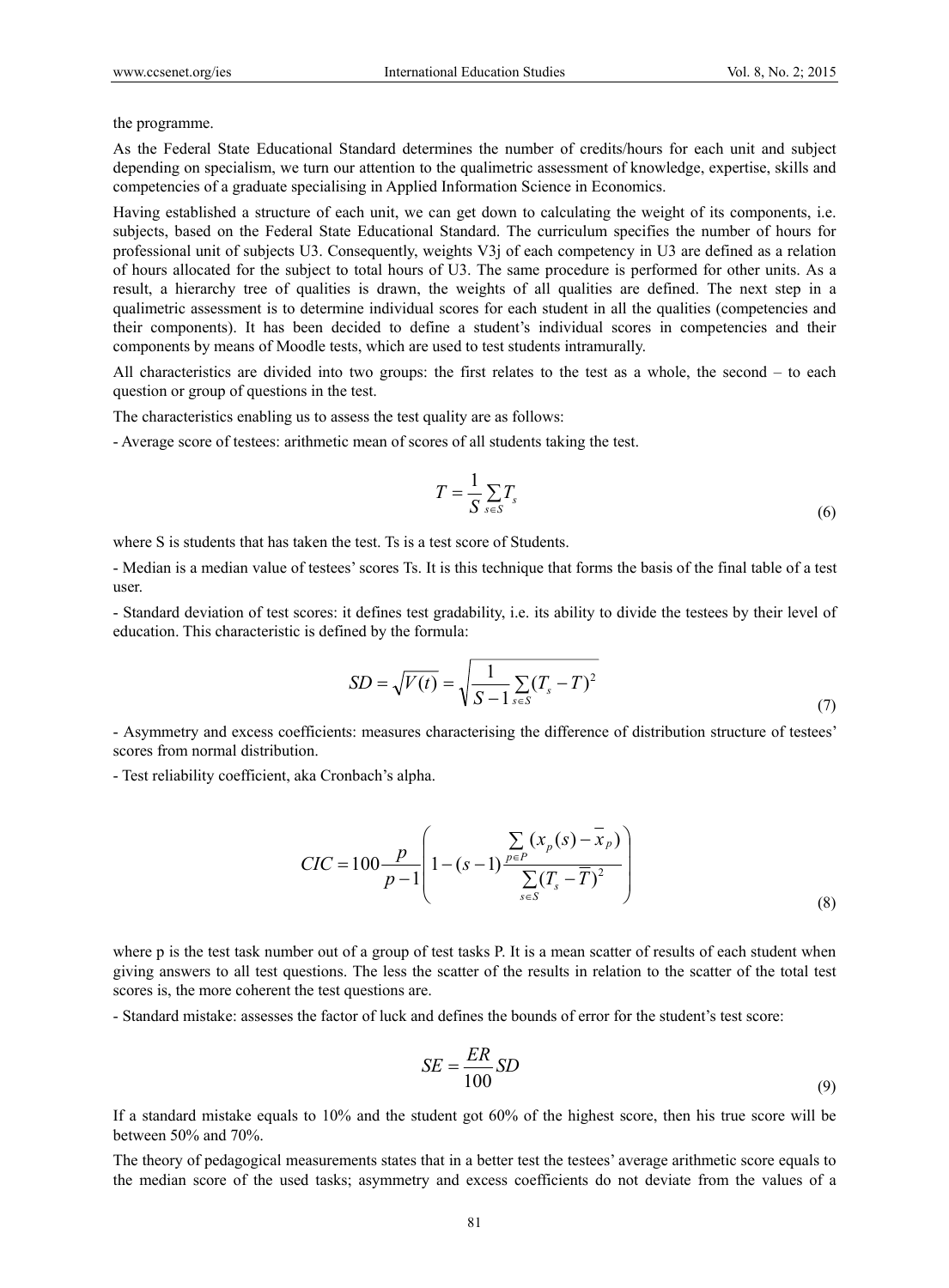the programme.

As the Federal State Educational Standard determines the number of credits/hours for each unit and subject depending on specialism, we turn our attention to the qualimetric assessment of knowledge, expertise, skills and competencies of a graduate specialising in Applied Information Science in Economics.

Having established a structure of each unit, we can get down to calculating the weight of its components, i.e. subjects, based on the Federal State Educational Standard. The curriculum specifies the number of hours for professional unit of subjects U3. Consequently, weights V3j of each competency in U3 are defined as a relation of hours allocated for the subject to total hours of U3. The same procedure is performed for other units. As a result, a hierarchy tree of qualities is drawn, the weights of all qualities are defined. The next step in a qualimetric assessment is to determine individual scores for each student in all the qualities (competencies and their components). It has been decided to define a student's individual scores in competencies and their components by means of Moodle tests, which are used to test students intramurally.

All characteristics are divided into two groups: the first relates to the test as a whole, the second – to each question or group of questions in the test.

The characteristics enabling us to assess the test quality are as follows:

- Average score of testees: arithmetic mean of scores of all students taking the test.

$$T = \frac{1}{S}\sum_{s \in S} T_s \tag{6}$$

where S is students that has taken the test. Ts is a test score of Students.

- Median is a median value of testees' scores Ts. It is this technique that forms the basis of the final table of a test user.

- Standard deviation of test scores: it defines test gradability, i.e. its ability to divide the testees by their level of education. This characteristic is defined by the formula:

$$SD = \sqrt{V(t)} = \sqrt{\frac{1}{S-1}\sum_{s \in S}(T_s - T)^2} \tag{7}$$

- Asymmetry and excess coefficients: measures characterising the difference of distribution structure of testees' scores from normal distribution.

- Test reliability coefficient, aka Cronbach's alpha.

$$CIC = 100\frac{p}{p-1}\left(1-(s-1)\frac{\sum_{p \in P}(x_p(s)-\overline{x}_p)}{\sum_{s \in S}(T_s-\overline{T})^2}\right) \tag{8}$$

where p is the test task number out of a group of test tasks P. It is a mean scatter of results of each student when giving answers to all test questions. The less the scatter of the results in relation to the scatter of the total test scores is, the more coherent the test questions are.

- Standard mistake: assesses the factor of luck and defines the bounds of error for the student's test score:

$$SE = \frac{ER}{100}SD \tag{9}$$

If a standard mistake equals to 10% and the student got 60% of the highest score, then his true score will be between 50% and 70%.

The theory of pedagogical measurements states that in a better test the testees' average arithmetic score equals to the median score of the used tasks; asymmetry and excess coefficients do not deviate from the values of a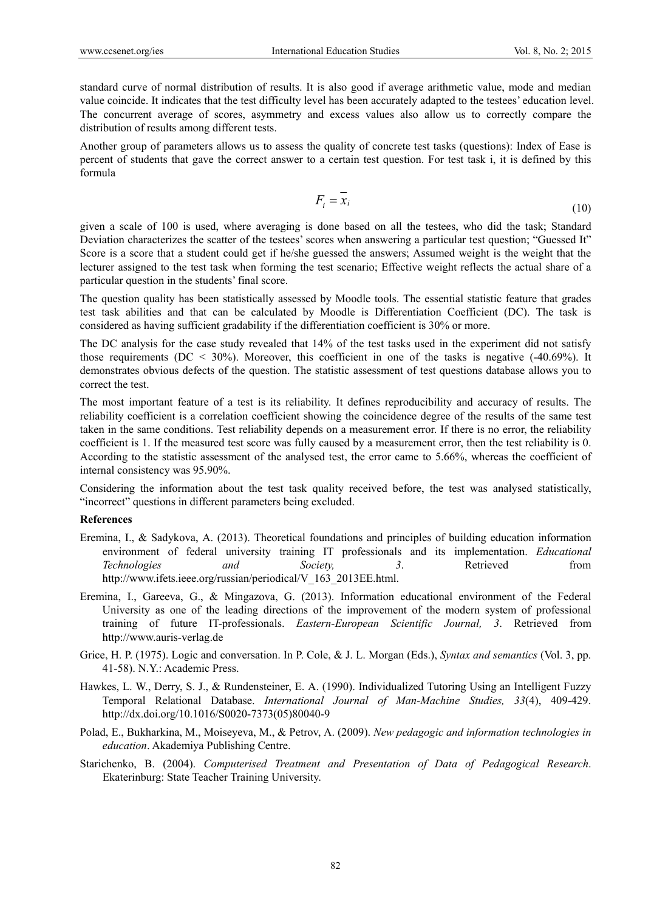standard curve of normal distribution of results. It is also good if average arithmetic value, mode and median value coincide. It indicates that the test difficulty level has been accurately adapted to the testees' education level. The concurrent average of scores, asymmetry and excess values also allow us to correctly compare the distribution of results among different tests.

Another group of parameters allows us to assess the quality of concrete test tasks (questions): Index of Ease is percent of students that gave the correct answer to a certain test question. For test task i, it is defined by this formula

$$F_i = \overline{x}_i \tag{10}$$

given a scale of 100 is used, where averaging is done based on all the testees, who did the task; Standard Deviation characterizes the scatter of the testees' scores when answering a particular test question; "Guessed It" Score is a score that a student could get if he/she guessed the answers; Assumed weight is the weight that the lecturer assigned to the test task when forming the test scenario; Effective weight reflects the actual share of a particular question in the students' final score.

The question quality has been statistically assessed by Moodle tools. The essential statistic feature that grades test task abilities and that can be calculated by Moodle is Differentiation Coefficient (DC). The task is considered as having sufficient gradability if the differentiation coefficient is 30% or more.

The DC analysis for the case study revealed that 14% of the test tasks used in the experiment did not satisfy those requirements (DC < 30%). Moreover, this coefficient in one of the tasks is negative (-40.69%). It demonstrates obvious defects of the question. The statistic assessment of test questions database allows you to correct the test.

The most important feature of a test is its reliability. It defines reproducibility and accuracy of results. The reliability coefficient is a correlation coefficient showing the coincidence degree of the results of the same test taken in the same conditions. Test reliability depends on a measurement error. If there is no error, the reliability coefficient is 1. If the measured test score was fully caused by a measurement error, then the test reliability is 0. According to the statistic assessment of the analysed test, the error came to 5.66%, whereas the coefficient of internal consistency was 95.90%.

Considering the information about the test task quality received before, the test was analysed statistically, "incorrect" questions in different parameters being excluded.

**References**

Eremina, I., & Sadykova, A. (2013). Theoretical foundations and principles of building education information environment of federal university training IT professionals and its implementation. *Educational Technologies and Society, 3*. Retrieved from http://www.ifets.ieee.org/russian/periodical/V_163_2013EE.html.

Eremina, I., Gareeva, G., & Mingazova, G. (2013). Information educational environment of the Federal University as one of the leading directions of the improvement of the modern system of professional training of future IT-professionals. *Eastern-European Scientific Journal, 3*. Retrieved from http://www.auris-verlag.de

Grice, H. P. (1975). Logic and conversation. In P. Cole, & J. L. Morgan (Eds.), *Syntax and semantics* (Vol. 3, pp. 41-58). N.Y.: Academic Press.

Hawkes, L. W., Derry, S. J., & Rundensteiner, E. A. (1990). Individualized Tutoring Using an Intelligent Fuzzy Temporal Relational Database. *International Journal of Man-Machine Studies, 33*(4), 409-429. http://dx.doi.org/10.1016/S0020-7373(05)80040-9

Polad, E., Bukharkina, M., Moiseyeva, M., & Petrov, A. (2009). *New pedagogic and information technologies in education*. Akademiya Publishing Centre.

Starichenko, B. (2004). *Computerised Treatment and Presentation of Data of Pedagogical Research*. Ekaterinburg: State Teacher Training University.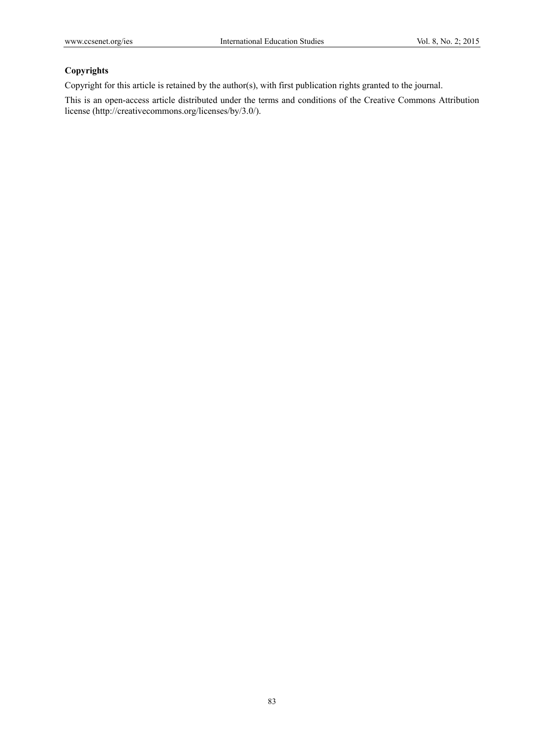**Copyrights**

Copyright for this article is retained by the author(s), with first publication rights granted to the journal.

This is an open-access article distributed under the terms and conditions of the Creative Commons Attribution license (http://creativecommons.org/licenses/by/3.0/).